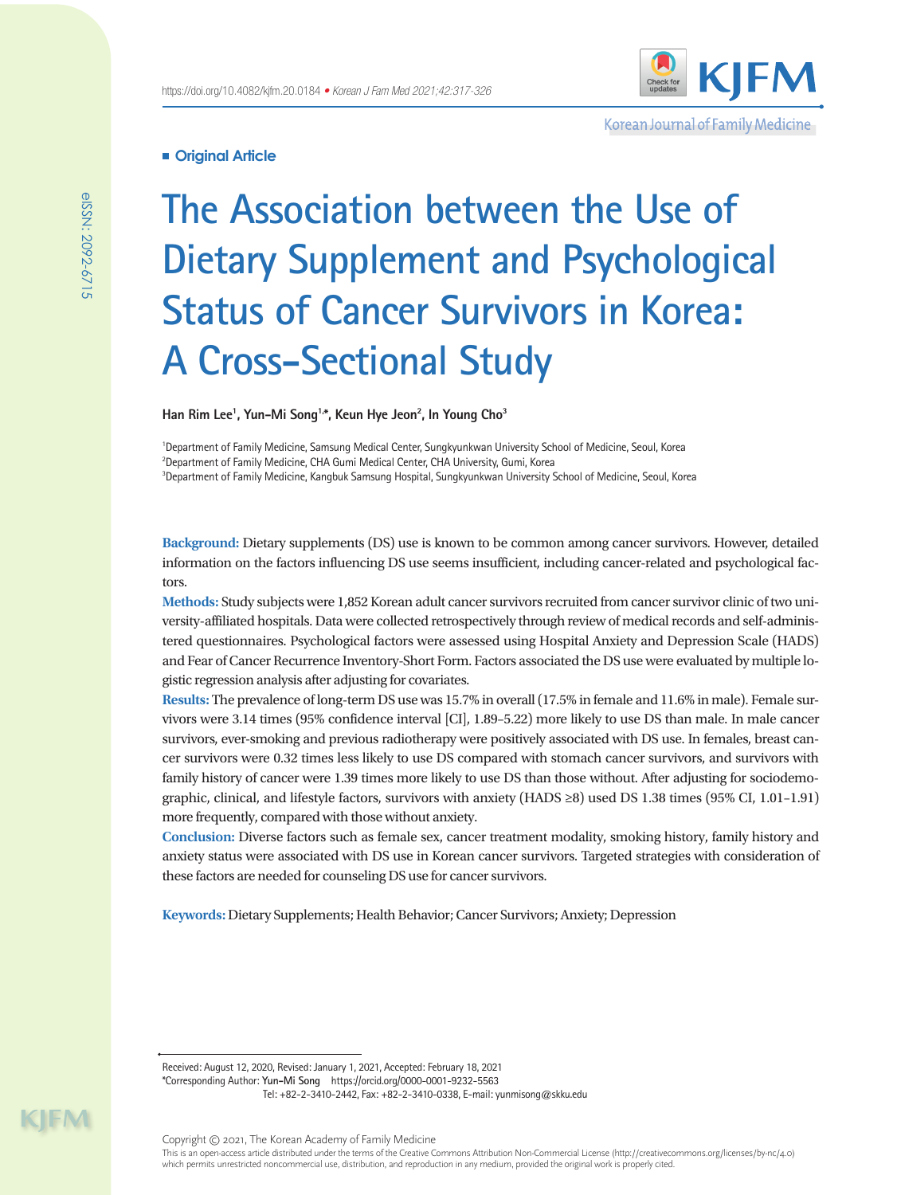Original Article

# The Association between the Use of Dietary Supplement and Psychological Status of Cancer Survivors in Korea: A Cross-Sectional Study

**Han Rim Lee[1], Yun-Mi Song[1,*], Keun Hye Jeon[2], In Young Cho[3]**

[1]Department of Family Medicine, Samsung Medical Center, Sungkyunkwan University School of Medicine, Seoul, Korea
[2]Department of Family Medicine, CHA Gumi Medical Center, CHA University, Gumi, Korea
[3]Department of Family Medicine, Kangbuk Samsung Hospital, Sungkyunkwan University School of Medicine, Seoul, Korea

**Background:** Dietary supplements (DS) use is known to be common among cancer survivors. However, detailed information on the factors influencing DS use seems insufficient, including cancer-related and psychological factors.

**Methods:** Study subjects were 1,852 Korean adult cancer survivors recruited from cancer survivor clinic of two university-affiliated hospitals. Data were collected retrospectively through review of medical records and self-administered questionnaires. Psychological factors were assessed using Hospital Anxiety and Depression Scale (HADS) and Fear of Cancer Recurrence Inventory-Short Form. Factors associated the DS use were evaluated by multiple logistic regression analysis after adjusting for covariates.

**Results:** The prevalence of long-term DS use was 15.7% in overall (17.5% in female and 11.6% in male). Female survivors were 3.14 times (95% confidence interval [CI], 1.89–5.22) more likely to use DS than male. In male cancer survivors, ever-smoking and previous radiotherapy were positively associated with DS use. In females, breast cancer survivors were 0.32 times less likely to use DS compared with stomach cancer survivors, and survivors with family history of cancer were 1.39 times more likely to use DS than those without. After adjusting for sociodemographic, clinical, and lifestyle factors, survivors with anxiety (HADS ≥8) used DS 1.38 times (95% CI, 1.01–1.91) more frequently, compared with those without anxiety.

**Conclusion:** Diverse factors such as female sex, cancer treatment modality, smoking history, family history and anxiety status were associated with DS use in Korean cancer survivors. Targeted strategies with consideration of these factors are needed for counseling DS use for cancer survivors.

**Keywords:** Dietary Supplements; Health Behavior; Cancer Survivors; Anxiety; Depression

Received: August 12, 2020, Revised: January 1, 2021, Accepted: February 18, 2021
*Corresponding Author: Yun-Mi Song https://orcid.org/0000-0001-9232-5563
Tel: +82-2-3410-2442, Fax: +82-2-3410-0338, E-mail: yunmisong@skku.edu

Copyright © 2021, The Korean Academy of Family Medicine
This is an open-access article distributed under the terms of the Creative Commons Attribution Non-Commercial License (http://creativecommons.org/licenses/by-nc/4.0) which permits unrestricted noncommercial use, distribution, and reproduction in any medium, provided the original work is properly cited.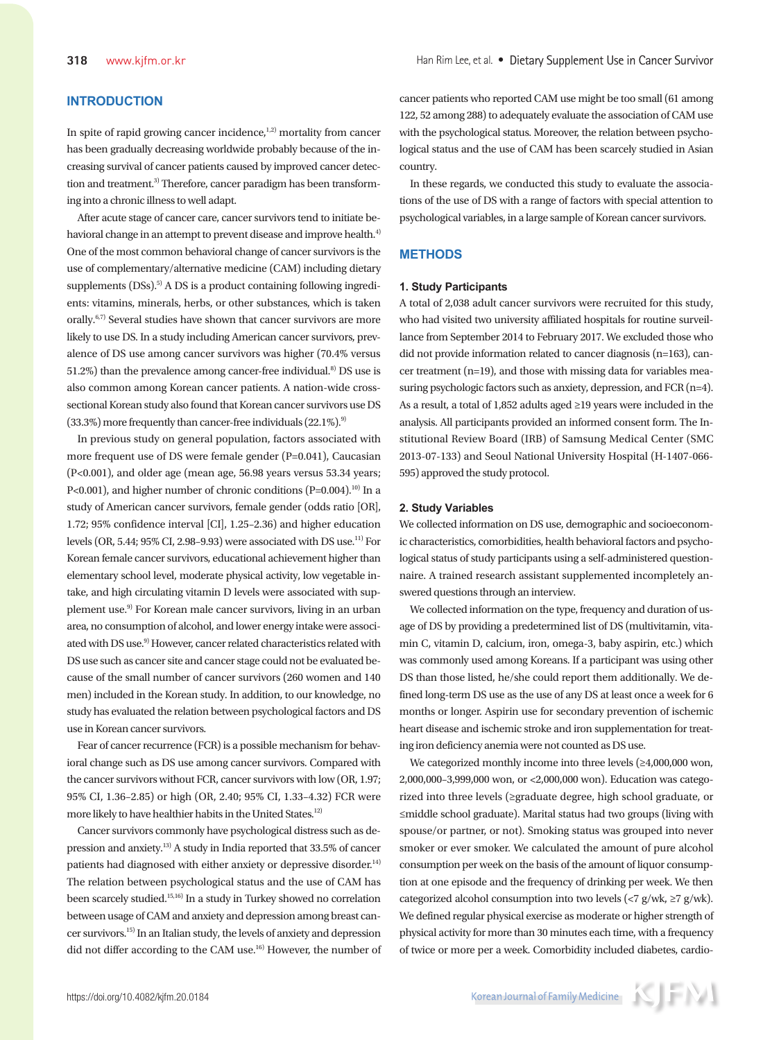## INTRODUCTION

In spite of rapid growing cancer incidence,[1,2] mortality from cancer has been gradually decreasing worldwide probably because of the increasing survival of cancer patients caused by improved cancer detection and treatment.[3] Therefore, cancer paradigm has been transforming into a chronic illness to well adapt.

After acute stage of cancer care, cancer survivors tend to initiate behavioral change in an attempt to prevent disease and improve health.[4] One of the most common behavioral change of cancer survivors is the use of complementary/alternative medicine (CAM) including dietary supplements (DSs).[5] A DS is a product containing following ingredients: vitamins, minerals, herbs, or other substances, which is taken orally.[6,7] Several studies have shown that cancer survivors are more likely to use DS. In a study including American cancer survivors, prevalence of DS use among cancer survivors was higher (70.4% versus 51.2%) than the prevalence among cancer-free individual.[8] DS use is also common among Korean cancer patients. A nation-wide cross-sectional Korean study also found that Korean cancer survivors use DS (33.3%) more frequently than cancer-free individuals (22.1%).[9]

In previous study on general population, factors associated with more frequent use of DS were female gender (P=0.041), Caucasian (P<0.001), and older age (mean age, 56.98 years versus 53.34 years; P<0.001), and higher number of chronic conditions (P=0.004).[10] In a study of American cancer survivors, female gender (odds ratio [OR], 1.72; 95% confidence interval [CI], 1.25–2.36) and higher education levels (OR, 5.44; 95% CI, 2.98–9.93) were associated with DS use.[11] For Korean female cancer survivors, educational achievement higher than elementary school level, moderate physical activity, low vegetable intake, and high circulating vitamin D levels were associated with supplement use.[9] For Korean male cancer survivors, living in an urban area, no consumption of alcohol, and lower energy intake were associated with DS use.[9] However, cancer related characteristics related with DS use such as cancer site and cancer stage could not be evaluated because of the small number of cancer survivors (260 women and 140 men) included in the Korean study. In addition, to our knowledge, no study has evaluated the relation between psychological factors and DS use in Korean cancer survivors.

Fear of cancer recurrence (FCR) is a possible mechanism for behavioral change such as DS use among cancer survivors. Compared with the cancer survivors without FCR, cancer survivors with low (OR, 1.97; 95% CI, 1.36–2.85) or high (OR, 2.40; 95% CI, 1.33–4.32) FCR were more likely to have healthier habits in the United States.[12]

Cancer survivors commonly have psychological distress such as depression and anxiety.[13] A study in India reported that 33.5% of cancer patients had diagnosed with either anxiety or depressive disorder.[14] The relation between psychological status and the use of CAM has been scarcely studied.[15,16] In a study in Turkey showed no correlation between usage of CAM and anxiety and depression among breast cancer survivors.[15] In an Italian study, the levels of anxiety and depression did not differ according to the CAM use.[16] However, the number of cancer patients who reported CAM use might be too small (61 among 122, 52 among 288) to adequately evaluate the association of CAM use with the psychological status. Moreover, the relation between psychological status and the use of CAM has been scarcely studied in Asian country.

In these regards, we conducted this study to evaluate the associations of the use of DS with a range of factors with special attention to psychological variables, in a large sample of Korean cancer survivors.

## METHODS

### 1. Study Participants

A total of 2,038 adult cancer survivors were recruited for this study, who had visited two university affiliated hospitals for routine surveillance from September 2014 to February 2017. We excluded those who did not provide information related to cancer diagnosis (n=163), cancer treatment (n=19), and those with missing data for variables measuring psychologic factors such as anxiety, depression, and FCR (n=4). As a result, a total of 1,852 adults aged ≥19 years were included in the analysis. All participants provided an informed consent form. The Institutional Review Board (IRB) of Samsung Medical Center (SMC 2013-07-133) and Seoul National University Hospital (H-1407-066-595) approved the study protocol.

### 2. Study Variables

We collected information on DS use, demographic and socioeconomic characteristics, comorbidities, health behavioral factors and psychological status of study participants using a self-administered questionnaire. A trained research assistant supplemented incompletely answered questions through an interview.

We collected information on the type, frequency and duration of usage of DS by providing a predetermined list of DS (multivitamin, vitamin C, vitamin D, calcium, iron, omega-3, baby aspirin, etc.) which was commonly used among Koreans. If a participant was using other DS than those listed, he/she could report them additionally. We defined long-term DS use as the use of any DS at least once a week for 6 months or longer. Aspirin use for secondary prevention of ischemic heart disease and ischemic stroke and iron supplementation for treating iron deficiency anemia were not counted as DS use.

We categorized monthly income into three levels (≥4,000,000 won, 2,000,000–3,999,000 won, or <2,000,000 won). Education was categorized into three levels (≥graduate degree, high school graduate, or ≤middle school graduate). Marital status had two groups (living with spouse/or partner, or not). Smoking status was grouped into never smoker or ever smoker. We calculated the amount of pure alcohol consumption per week on the basis of the amount of liquor consumption at one episode and the frequency of drinking per week. We then categorized alcohol consumption into two levels (<7 g/wk, ≥7 g/wk). We defined regular physical exercise as moderate or higher strength of physical activity for more than 30 minutes each time, with a frequency of twice or more per a week. Comorbidity included diabetes, cardio-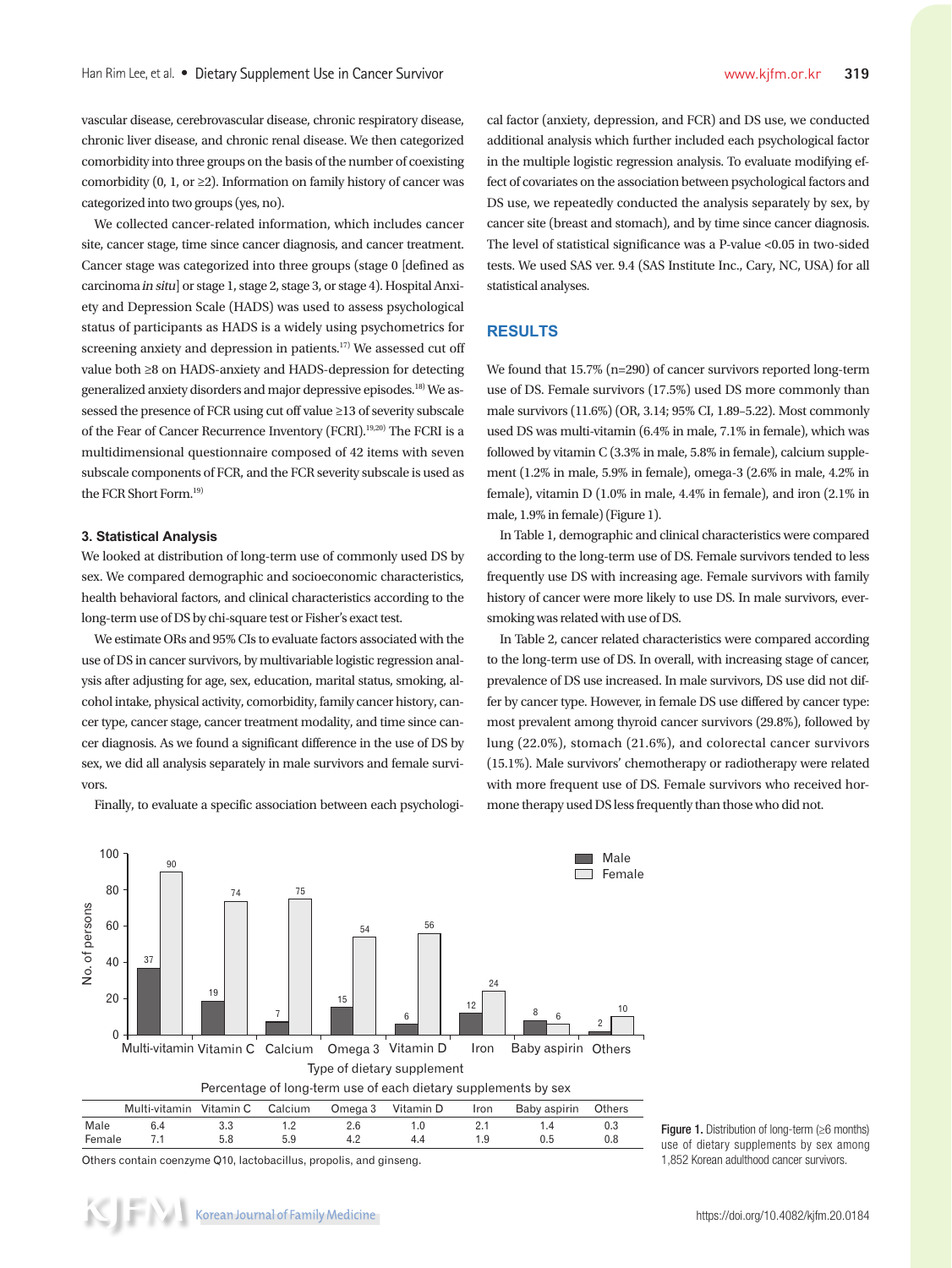vascular disease, cerebrovascular disease, chronic respiratory disease, chronic liver disease, and chronic renal disease. We then categorized comorbidity into three groups on the basis of the number of coexisting comorbidity (0, 1, or ≥2). Information on family history of cancer was categorized into two groups (yes, no).

We collected cancer-related information, which includes cancer site, cancer stage, time since cancer diagnosis, and cancer treatment. Cancer stage was categorized into three groups (stage 0 [defined as carcinoma *in situ*] or stage 1, stage 2, stage 3, or stage 4). Hospital Anxiety and Depression Scale (HADS) was used to assess psychological status of participants as HADS is a widely using psychometrics for screening anxiety and depression in patients.[17] We assessed cut off value both ≥8 on HADS-anxiety and HADS-depression for detecting generalized anxiety disorders and major depressive episodes.[18] We assessed the presence of FCR using cut off value ≥13 of severity subscale of the Fear of Cancer Recurrence Inventory (FCRI).[19,20] The FCRI is a multidimensional questionnaire composed of 42 items with seven subscale components of FCR, and the FCR severity subscale is used as the FCR Short Form.[19]

### 3. Statistical Analysis

We looked at distribution of long-term use of commonly used DS by sex. We compared demographic and socioeconomic characteristics, health behavioral factors, and clinical characteristics according to the long-term use of DS by chi-square test or Fisher's exact test.

We estimate ORs and 95% CIs to evaluate factors associated with the use of DS in cancer survivors, by multivariable logistic regression analysis after adjusting for age, sex, education, marital status, smoking, alcohol intake, physical activity, comorbidity, family cancer history, cancer type, cancer stage, cancer treatment modality, and time since cancer diagnosis. As we found a significant difference in the use of DS by sex, we did all analysis separately in male survivors and female survivors.

Finally, to evaluate a specific association between each psychological factor (anxiety, depression, and FCR) and DS use, we conducted additional analysis which further included each psychological factor in the multiple logistic regression analysis. To evaluate modifying effect of covariates on the association between psychological factors and DS use, we repeatedly conducted the analysis separately by sex, by cancer site (breast and stomach), and by time since cancer diagnosis. The level of statistical significance was a P-value <0.05 in two-sided tests. We used SAS ver. 9.4 (SAS Institute Inc., Cary, NC, USA) for all statistical analyses.

## RESULTS

We found that 15.7% (n=290) of cancer survivors reported long-term use of DS. Female survivors (17.5%) used DS more commonly than male survivors (11.6%) (OR, 3.14; 95% CI, 1.89–5.22). Most commonly used DS was multi-vitamin (6.4% in male, 7.1% in female), which was followed by vitamin C (3.3% in male, 5.8% in female), calcium supplement (1.2% in male, 5.9% in female), omega-3 (2.6% in male, 4.2% in female), vitamin D (1.0% in male, 4.4% in female), and iron (2.1% in male, 1.9% in female) (Figure 1).

In Table 1, demographic and clinical characteristics were compared according to the long-term use of DS. Female survivors tended to less frequently use DS with increasing age. Female survivors with family history of cancer were more likely to use DS. In male survivors, ever-smoking was related with use of DS.

In Table 2, cancer related characteristics were compared according to the long-term use of DS. In overall, with increasing stage of cancer, prevalence of DS use increased. In male survivors, DS use did not differ by cancer type. However, in female DS use differed by cancer type: most prevalent among thyroid cancer survivors (29.8%), followed by lung (22.0%), stomach (21.6%), and colorectal cancer survivors (15.1%). Male survivors' chemotherapy or radiotherapy were related with more frequent use of DS. Female survivors who received hormone therapy used DS less frequently than those who did not.

| Type of dietary supplement | Male (No. of persons) | Female (No. of persons) |
|---|---|---|
| Multi-vitamin | 37 | 90 |
| Vitamin C | 19 | 74 |
| Calcium | 7 | 75 |
| Omega 3 | 15 | 54 |
| Vitamin D | 6 | 56 |
| Iron | 12 | 24 |
| Baby aspirin | 8 | 6 |
| Others | 2 | 10 |

Percentage of long-term use of each dietary supplements by sex

| | Multi-vitamin | Vitamin C | Calcium | Omega 3 | Vitamin D | Iron | Baby aspirin | Others |
|---|---|---|---|---|---|---|---|---|
| Male | 6.4 | 3.3 | 1.2 | 2.6 | 1.0 | 2.1 | 1.4 | 0.3 |
| Female | 7.1 | 5.8 | 5.9 | 4.2 | 4.4 | 1.9 | 0.5 | 0.8 |

Others contain coenzyme Q10, lactobacillus, propolis, and ginseng.

**Figure 1.** Distribution of long-term (≥6 months) use of dietary supplements by sex among 1,852 Korean adulthood cancer survivors.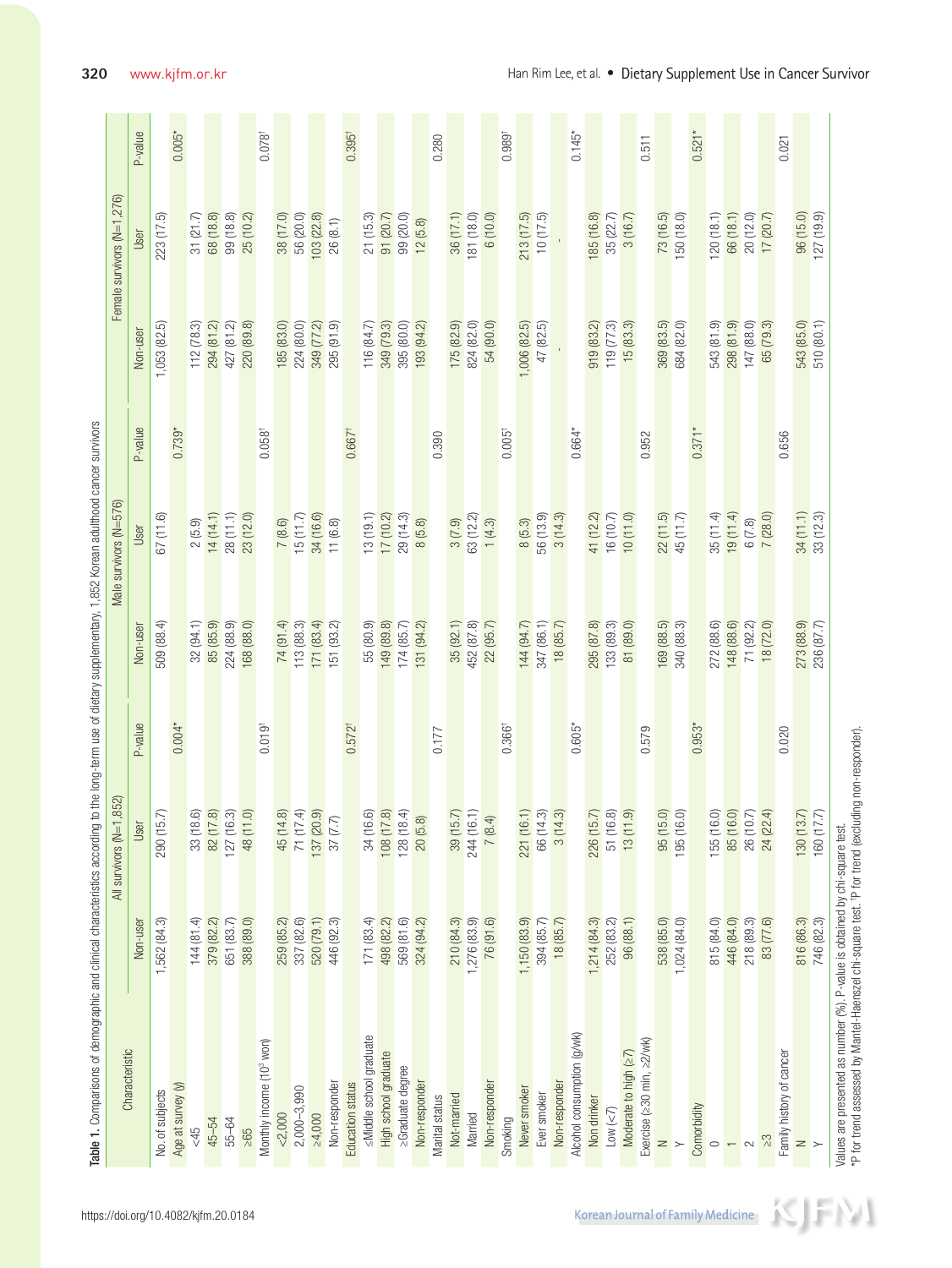**Table 1.** Comparisons of demographic and clinical characteristics according to the long-term use of dietary supplementary, 1,852 Korean adulthood cancer survivors

| Characteristic | All survivors (N=1,852) | | | Male survivors (N=576) | | | Female survivors (N=1,276) | | |
|---|---|---|---|---|---|---|---|---|---|
| | Non-user | User | P-value | Non-user | User | P-value | Non-user | User | P-value |
| No. of subjects | 1,562 (84.3) | 290 (15.7) | | 509 (88.4) | 67 (11.6) | | 1,053 (82.5) | 223 (17.5) | |
| Age at survey (y) | | | 0.004* | | | 0.739* | | | 0.005* |
| <45 | 144 (81.4) | 33 (18.6) | | 32 (94.1) | 2 (5.9) | | 112 (78.3) | 31 (21.7) | |
| 45–54 | 379 (82.2) | 82 (17.8) | | 85 (85.9) | 14 (14.1) | | 294 (81.2) | 68 (18.8) | |
| 55–64 | 651 (83.7) | 127 (16.3) | | 224 (88.9) | 28 (11.1) | | 427 (81.2) | 99 (18.8) | |
| ≥65 | 388 (89.0) | 48 (11.0) | | 168 (88.0) | 23 (12.0) | | 220 (89.8) | 25 (10.2) | |
| Monthly income (10[3] won) | | | 0.019† | | | 0.058† | | | 0.078† |
| <2,000 | 259 (85.2) | 45 (14.8) | | 74 (91.4) | 7 (8.6) | | 185 (83.0) | 38 (17.0) | |
| 2,000–3,990 | 337 (82.6) | 71 (17.4) | | 113 (88.3) | 15 (11.7) | | 224 (80.0) | 56 (20.0) | |
| ≥4,000 | 520 (79.1) | 137 (20.9) | | 171 (83.4) | 34 (16.6) | | 349 (77.2) | 103 (22.8) | |
| Non-responder | 446 (92.3) | 37 (7.7) | | 151 (93.2) | 11 (6.8) | | 295 (91.9) | 26 (8.1) | |
| Education status | | | 0.572† | | | 0.667† | | | 0.395† |
| ≤Middle school graduate | 171 (83.4) | 34 (16.6) | | 55 (80.9) | 13 (19.1) | | 116 (84.7) | 21 (15.3) | |
| High school graduate | 498 (82.2) | 108 (17.8) | | 149 (89.8) | 17 (10.2) | | 349 (79.3) | 91 (20.7) | |
| ≥Graduate degree | 569 (81.6) | 128 (18.4) | | 174 (85.7) | 29 (14.3) | | 395 (80.0) | 99 (20.0) | |
| Non-responder | 324 (94.2) | 20 (5.8) | | 131 (94.2) | 8 (5.8) | | 193 (94.2) | 12 (5.8) | |
| Marital status | | | 0.177 | | | 0.390 | | | 0.280 |
| Not-married | 210 (84.3) | 39 (15.7) | | 35 (92.1) | 3 (7.9) | | 175 (82.9) | 36 (17.1) | |
| Married | 1,276 (83.9) | 244 (16.1) | | 452 (87.8) | 63 (12.2) | | 824 (82.0) | 181 (18.0) | |
| Non-responder | 76 (91.6) | 7 (8.4) | | 22 (95.7) | 1 (4.3) | | 54 (90.0) | 6 (10.0) | |
| Smoking | | | 0.366† | | | 0.005† | | | 0.989† |
| Never smoker | 1,150 (83.9) | 221 (16.1) | | 144 (94.7) | 8 (5.3) | | 1,006 (82.5) | 213 (17.5) | |
| Ever smoker | 394 (85.7) | 66 (14.3) | | 347 (86.1) | 56 (13.9) | | 47 (82.5) | 10 (17.5) | |
| Non-responder | 18 (85.7) | 3 (14.3) | | 18 (85.7) | 3 (14.3) | | - | - | |
| Alcohol consumption (g/wk) | | | 0.605* | | | 0.664* | | | 0.145* |
| Non drinker | 1,214 (84.3) | 226 (15.7) | | 295 (87.8) | 41 (12.2) | | 919 (83.2) | 185 (16.8) | |
| Low (<7) | 252 (83.2) | 51 (16.8) | | 133 (89.3) | 16 (10.7) | | 119 (77.3) | 35 (22.7) | |
| Moderate to high (≥7) | 96 (88.1) | 13 (11.9) | | 81 (89.0) | 10 (11.0) | | 15 (83.3) | 3 (16.7) | |
| Exercise (≥30 min, ≥2/wk) | | | 0.579 | | | 0.952 | | | 0.511 |
| N | 538 (85.0) | 95 (15.0) | | 169 (88.5) | 22 (11.5) | | 369 (83.5) | 73 (16.5) | |
| Y | 1,024 (84.0) | 195 (16.0) | | 340 (88.3) | 45 (11.7) | | 684 (82.0) | 150 (18.0) | |
| Comorbidity | | | 0.953* | | | 0.371* | | | 0.521* |
| 0 | 815 (84.0) | 155 (16.0) | | 272 (88.6) | 35 (11.4) | | 543 (81.9) | 120 (18.1) | |
| 1 | 446 (84.0) | 85 (16.0) | | 148 (88.6) | 19 (11.4) | | 298 (81.9) | 66 (18.1) | |
| 2 | 218 (89.3) | 26 (10.7) | | 71 (92.2) | 6 (7.8) | | 147 (88.0) | 20 (12.0) | |
| ≥3 | 83 (77.6) | 24 (22.4) | | 18 (72.0) | 7 (28.0) | | 65 (79.3) | 17 (20.7) | |
| Family history of cancer | | | 0.020 | | | 0.656 | | | 0.021 |
| N | 816 (86.3) | 130 (13.7) | | 273 (88.9) | 34 (11.1) | | 543 (85.0) | 96 (15.0) | |
| Y | 746 (82.3) | 160 (17.7) | | 236 (87.7) | 33 (12.3) | | 510 (80.1) | 127 (19.9) | |

Values are presented as number (%). P-value is obtained by chi-square test.
*P for trend assessed by Mantel-Haenszel chi-square test. †P for trend (excluding non-responder).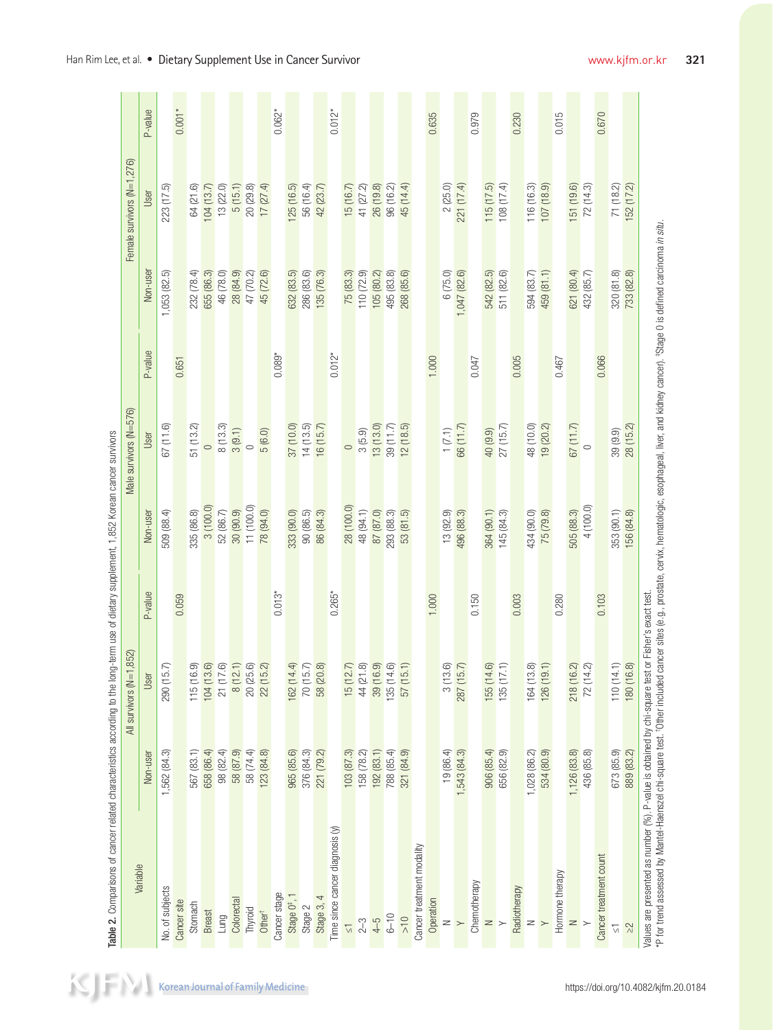Table 2. Comparisons of cancer related characteristics according to the long-term use of dietary supplement, 1,852 Korean cancer survivors

| Variable | All survivors (N=1,852) | | | Male survivors (N=576) | | | Female survivors (N=1,276) | | |
|---|---|---|---|---|---|---|---|---|---|
| | Non-user | User | P-value | Non-user | User | P-value | Non-user | User | P-value |
| No. of subjects | 1,562 (84.3) | 290 (15.7) | | 509 (88.4) | 67 (11.6) | | 1,053 (82.5) | 223 (17.5) | |
| Cancer site | | | 0.059 | | | 0.651 | | | 0.001* |
| Stomach | 567 (83.1) | 115 (16.9) | | 335 (86.8) | 51 (13.2) | | 232 (78.4) | 64 (21.6) | |
| Breast | 658 (86.4) | 104 (13.6) | | 3 (100.0) | 0 | | 655 (86.3) | 104 (13.7) | |
| Lung | 98 (82.4) | 21 (17.6) | | 52 (86.7) | 8 (13.3) | | 46 (78.0) | 13 (22.0) | |
| Colorectal | 58 (87.9) | 8 (12.1) | | 30 (90.9) | 3 (9.1) | | 28 (84.9) | 5 (15.1) | |
| Thyroid | 58 (74.4) | 20 (25.6) | | 11 (100.0) | 0 | | 47 (70.2) | 20 (29.8) | |
| Other[†] | 123 (84.8) | 22 (15.2) | | 78 (94.0) | 5 (6.0) | | 45 (72.6) | 17 (27.4) | |
| Cancer stage | | | 0.013* | | | 0.089* | | | 0.062* |
| Stage 0[‡], 1 | 965 (85.6) | 162 (14.4) | | 333 (90.0) | 37 (10.0) | | 632 (83.5) | 125 (16.5) | |
| Stage 2 | 376 (84.3) | 70 (15.7) | | 90 (86.5) | 14 (13.5) | | 286 (83.6) | 56 (16.4) | |
| Stage 3, 4 | 221 (79.2) | 58 (20.8) | | 86 (84.3) | 16 (15.7) | | 135 (76.3) | 42 (23.7) | |
| Time since cancer diagnosis (y) | | | 0.265* | | | 0.012* | | | 0.012* |
| ≤1 | 103 (87.3) | 15 (12.7) | | 28 (100.0) | 0 | | 75 (83.3) | 15 (16.7) | |
| 2–3 | 158 (78.2) | 44 (21.8) | | 48 (94.1) | 3 (5.9) | | 110 (72.9) | 41 (27.2) | |
| 4–5 | 192 (83.1) | 39 (16.9) | | 87 (87.0) | 13 (13.0) | | 105 (80.2) | 26 (19.8) | |
| 6–10 | 788 (85.4) | 135 (14.6) | | 293 (88.3) | 39 (11.7) | | 495 (83.8) | 96 (16.2) | |
| >10 | 321 (84.9) | 57 (15.1) | | 53 (81.5) | 12 (18.5) | | 268 (85.6) | 45 (14.4) | |
| Cancer treatment modality | | | | | | | | | |
| Operation | | | 1.000 | | | 1.000 | | | 0.635 |
| N | 19 (86.4) | 3 (13.6) | | 13 (92.9) | 1 (7.1) | | 6 (75.0) | 2 (25.0) | |
| Y | 1,543 (84.3) | 287 (15.7) | | 496 (88.3) | 66 (11.7) | | 1,047 (82.6) | 221 (17.4) | |
| Chemotherapy | | | 0.150 | | | 0.047 | | | 0.979 |
| N | 906 (85.4) | 155 (14.6) | | 364 (90.1) | 40 (9.9) | | 542 (82.5) | 115 (17.5) | |
| Y | 656 (82.9) | 135 (17.1) | | 145 (84.3) | 27 (15.7) | | 511 (82.6) | 108 (17.4) | |
| Radiotherapy | | | 0.003 | | | 0.005 | | | 0.230 |
| N | 1,028 (86.2) | 164 (13.8) | | 434 (90.0) | 48 (10.0) | | 594 (83.7) | 116 (16.3) | |
| Y | 534 (80.9) | 126 (19.1) | | 75 (79.8) | 19 (20.2) | | 459 (81.1) | 107 (18.9) | |
| Hormone therapy | | | 0.280 | | | 0.467 | | | 0.015 |
| N | 1,126 (83.8) | 218 (16.2) | | 505 (88.3) | 67 (11.7) | | 621 (80.4) | 151 (19.6) | |
| Y | 436 (85.8) | 72 (14.2) | | 4 (100.0) | 0 | | 432 (85.7) | 72 (14.3) | |
| Cancer treatment count | | | 0.103 | | | 0.066 | | | 0.670 |
| ≤1 | 673 (85.9) | 110 (14.1) | | 353 (90.1) | 39 (9.9) | | 320 (81.8) | 71 (18.2) | |
| ≥2 | 889 (83.2) | 180 (16.8) | | 156 (84.8) | 28 (15.2) | | 733 (82.8) | 152 (17.2) | |

Values are presented as number (%). P-value is obtained by chi-square test or Fisher's exact test.
*P for trend assessed by Mantel-Haenszel chi-square test. †Other included cancer sites (e.g., prostate, cervix, hematologic, esophageal, liver, and kidney cancer). ‡Stage 0 is defined carcinoma *in situ*.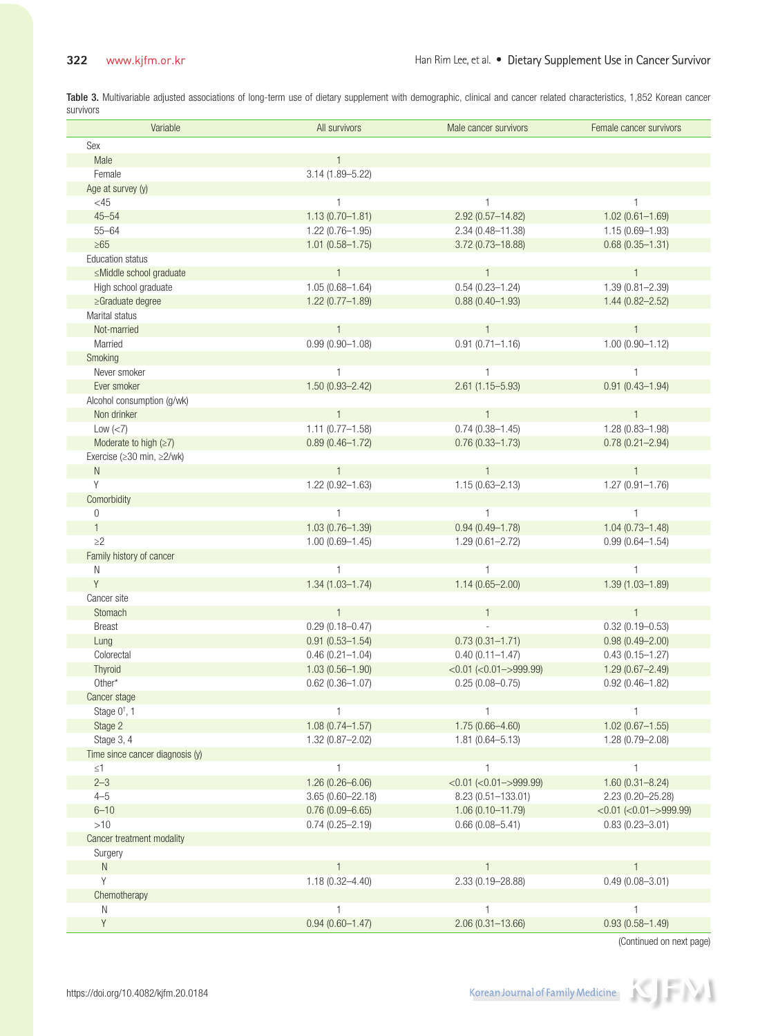**Table 3.** Multivariable adjusted associations of long-term use of dietary supplement with demographic, clinical and cancer related characteristics, 1,852 Korean cancer survivors

| Variable | All survivors | Male cancer survivors | Female cancer survivors |
|---|---|---|---|
| Sex | | | |
| Male | 1 | | |
| Female | 3.14 (1.89–5.22) | | |
| Age at survey (y) | | | |
| <45 | 1 | 1 | 1 |
| 45–54 | 1.13 (0.70–1.81) | 2.92 (0.57–14.82) | 1.02 (0.61–1.69) |
| 55–64 | 1.22 (0.76–1.95) | 2.34 (0.48–11.38) | 1.15 (0.69–1.93) |
| ≥65 | 1.01 (0.58–1.75) | 3.72 (0.73–18.88) | 0.68 (0.35–1.31) |
| Education status | | | |
| ≤Middle school graduate | 1 | 1 | 1 |
| High school graduate | 1.05 (0.68–1.64) | 0.54 (0.23–1.24) | 1.39 (0.81–2.39) |
| ≥Graduate degree | 1.22 (0.77–1.89) | 0.88 (0.40–1.93) | 1.44 (0.82–2.52) |
| Marital status | | | |
| Not-married | 1 | 1 | 1 |
| Married | 0.99 (0.90–1.08) | 0.91 (0.71–1.16) | 1.00 (0.90–1.12) |
| Smoking | | | |
| Never smoker | 1 | 1 | 1 |
| Ever smoker | 1.50 (0.93–2.42) | 2.61 (1.15–5.93) | 0.91 (0.43–1.94) |
| Alcohol consumption (g/wk) | | | |
| Non drinker | 1 | 1 | 1 |
| Low (<7) | 1.11 (0.77–1.58) | 0.74 (0.38–1.45) | 1.28 (0.83–1.98) |
| Moderate to high (≥7) | 0.89 (0.46–1.72) | 0.76 (0.33–1.73) | 0.78 (0.21–2.94) |
| Exercise (≥30 min, ≥2/wk) | | | |
| N | 1 | 1 | 1 |
| Y | 1.22 (0.92–1.63) | 1.15 (0.63–2.13) | 1.27 (0.91–1.76) |
| Comorbidity | | | |
| 0 | 1 | 1 | 1 |
| 1 | 1.03 (0.76–1.39) | 0.94 (0.49–1.78) | 1.04 (0.73–1.48) |
| ≥2 | 1.00 (0.69–1.45) | 1.29 (0.61–2.72) | 0.99 (0.64–1.54) |
| Family history of cancer | | | |
| N | 1 | 1 | 1 |
| Y | 1.34 (1.03–1.74) | 1.14 (0.65–2.00) | 1.39 (1.03–1.89) |
| Cancer site | | | |
| Stomach | 1 | 1 | 1 |
| Breast | 0.29 (0.18–0.47) | - | 0.32 (0.19–0.53) |
| Lung | 0.91 (0.53–1.54) | 0.73 (0.31–1.71) | 0.98 (0.49–2.00) |
| Colorectal | 0.46 (0.21–1.04) | 0.40 (0.11–1.47) | 0.43 (0.15–1.27) |
| Thyroid | 1.03 (0.56–1.90) | <0.01 (<0.01–>999.99) | 1.29 (0.67–2.49) |
| Other* | 0.62 (0.36–1.07) | 0.25 (0.08–0.75) | 0.92 (0.46–1.82) |
| Cancer stage | | | |
| Stage 0[†], 1 | 1 | 1 | 1 |
| Stage 2 | 1.08 (0.74–1.57) | 1.75 (0.66–4.60) | 1.02 (0.67–1.55) |
| Stage 3, 4 | 1.32 (0.87–2.02) | 1.81 (0.64–5.13) | 1.28 (0.79–2.08) |
| Time since cancer diagnosis (y) | | | |
| ≤1 | 1 | 1 | 1 |
| 2–3 | 1.26 (0.26–6.06) | <0.01 (<0.01–>999.99) | 1.60 (0.31–8.24) |
| 4–5 | 3.65 (0.60–22.18) | 8.23 (0.51–133.01) | 2.23 (0.20–25.28) |
| 6–10 | 0.76 (0.09–6.65) | 1.06 (0.10–11.79) | <0.01 (<0.01–>999.99) |
| >10 | 0.74 (0.25–2.19) | 0.66 (0.08–5.41) | 0.83 (0.23–3.01) |
| Cancer treatment modality | | | |
| Surgery | | | |
| N | 1 | 1 | 1 |
| Y | 1.18 (0.32–4.40) | 2.33 (0.19–28.88) | 0.49 (0.08–3.01) |
| Chemotherapy | | | |
| N | 1 | 1 | 1 |
| Y | 0.94 (0.60–1.47) | 2.06 (0.31–13.66) | 0.93 (0.58–1.49) |

(Continued on next page)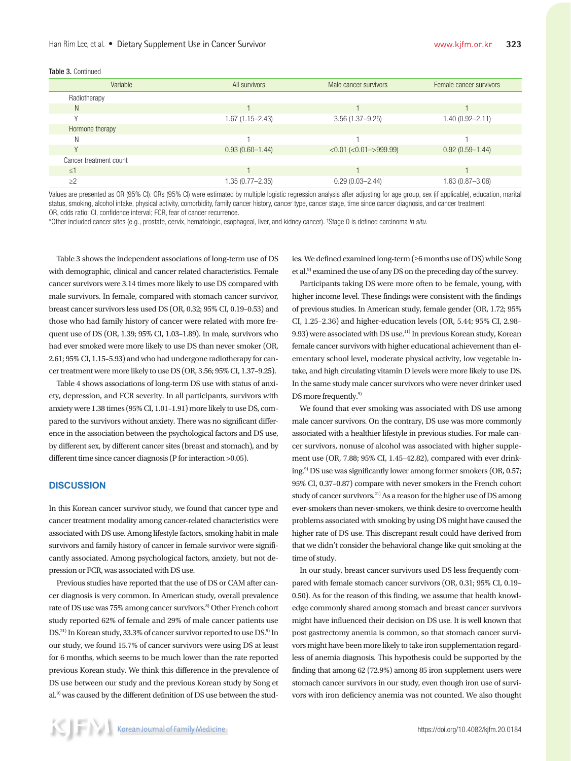Table 3. Continued

| Variable | All survivors | Male cancer survivors | Female cancer survivors |
|---|---|---|---|
| Radiotherapy | | | |
| N | 1 | 1 | 1 |
| Y | 1.67 (1.15–2.43) | 3.56 (1.37–9.25) | 1.40 (0.92–2.11) |
| Hormone therapy | | | |
| N | 1 | 1 | 1 |
| Y | 0.93 (0.60–1.44) | <0.01 (<0.01–>999.99) | 0.92 (0.59–1.44) |
| Cancer treatment count | | | |
| ≤1 | 1 | 1 | 1 |
| ≥2 | 1.35 (0.77–2.35) | 0.29 (0.03–2.44) | 1.63 (0.87–3.06) |

Values are presented as OR (95% CI). ORs (95% CI) were estimated by multiple logistic regression analysis after adjusting for age group, sex (if applicable), education, marital status, smoking, alcohol intake, physical activity, comorbidity, family cancer history, cancer type, cancer stage, time since cancer diagnosis, and cancer treatment.
OR, odds ratio; CI, confidence interval; FCR, fear of cancer recurrence.
*Other included cancer sites (e.g., prostate, cervix, hematologic, esophageal, liver, and kidney cancer). †Stage 0 is defined carcinoma *in situ*.

Table 3 shows the independent associations of long-term use of DS with demographic, clinical and cancer related characteristics. Female cancer survivors were 3.14 times more likely to use DS compared with male survivors. In female, compared with stomach cancer survivor, breast cancer survivors less used DS (OR, 0.32; 95% CI, 0.19–0.53) and those who had family history of cancer were related with more frequent use of DS (OR, 1.39; 95% CI, 1.03–1.89). In male, survivors who had ever smoked were more likely to use DS than never smoker (OR, 2.61; 95% CI, 1.15–5.93) and who had undergone radiotherapy for cancer treatment were more likely to use DS (OR, 3.56; 95% CI, 1.37–9.25).

Table 4 shows associations of long-term DS use with status of anxiety, depression, and FCR severity. In all participants, survivors with anxiety were 1.38 times (95% CI, 1.01–1.91) more likely to use DS, compared to the survivors without anxiety. There was no significant difference in the association between the psychological factors and DS use, by different sex, by different cancer sites (breast and stomach), and by different time since cancer diagnosis (P for interaction >0.05).

## DISCUSSION

In this Korean cancer survivor study, we found that cancer type and cancer treatment modality among cancer-related characteristics were associated with DS use. Among lifestyle factors, smoking habit in male survivors and family history of cancer in female survivor were significantly associated. Among psychological factors, anxiety, but not depression or FCR, was associated with DS use.

Previous studies have reported that the use of DS or CAM after cancer diagnosis is very common. In American study, overall prevalence rate of DS use was 75% among cancer survivors.[8] Other French cohort study reported 62% of female and 29% of male cancer patients use DS.[21] In Korean study, 33.3% of cancer survivor reported to use DS.[9] In our study, we found 15.7% of cancer survivors were using DS at least for 6 months, which seems to be much lower than the rate reported previous Korean study. We think this difference in the prevalence of DS use between our study and the previous Korean study by Song et al.[9] was caused by the different definition of DS use between the studies. We defined examined long-term (≥6 months use of DS) while Song et al.[9] examined the use of any DS on the preceding day of the survey.

Participants taking DS were more often to be female, young, with higher income level. These findings were consistent with the findings of previous studies. In American study, female gender (OR, 1.72; 95% CI, 1.25–2.36) and higher-education levels (OR, 5.44; 95% CI, 2.98–9.93) were associated with DS use.[11] In previous Korean study, Korean female cancer survivors with higher educational achievement than elementary school level, moderate physical activity, low vegetable intake, and high circulating vitamin D levels were more likely to use DS. In the same study male cancer survivors who were never drinker used DS more frequently.[9]

We found that ever smoking was associated with DS use among male cancer survivors. On the contrary, DS use was more commonly associated with a healthier lifestyle in previous studies. For male cancer survivors, nonuse of alcohol was associated with higher supplement use (OR, 7.88; 95% CI, 1.45–42.82), compared with ever drinking.[9] DS use was significantly lower among former smokers (OR, 0.57; 95% CI, 0.37–0.87) compare with never smokers in the French cohort study of cancer survivors.[21] As a reason for the higher use of DS among ever-smokers than never-smokers, we think desire to overcome health problems associated with smoking by using DS might have caused the higher rate of DS use. This discrepant result could have derived from that we didn't consider the behavioral change like quit smoking at the time of study.

In our study, breast cancer survivors used DS less frequently compared with female stomach cancer survivors (OR, 0.31; 95% CI, 0.19–0.50). As for the reason of this finding, we assume that health knowledge commonly shared among stomach and breast cancer survivors might have influenced their decision on DS use. It is well known that post gastrectomy anemia is common, so that stomach cancer survivors might have been more likely to take iron supplementation regardless of anemia diagnosis. This hypothesis could be supported by the finding that among 62 (72.9%) among 85 iron supplement users were stomach cancer survivors in our study, even though iron use of survivors with iron deficiency anemia was not counted. We also thought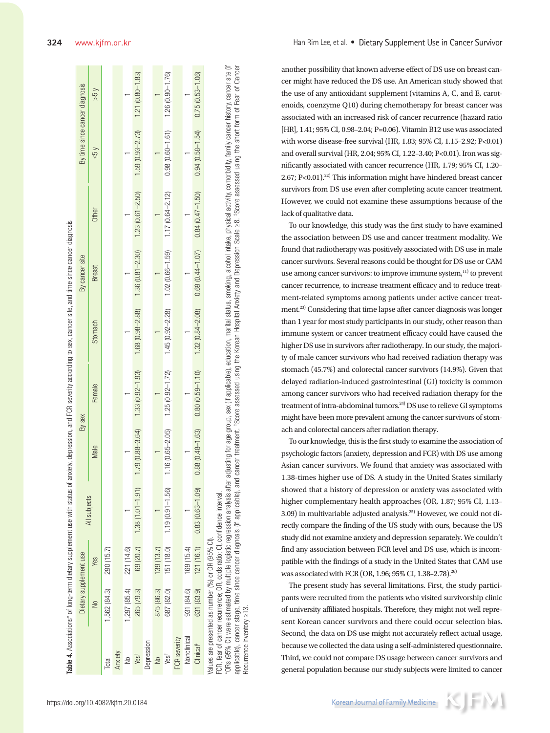**Table 4.** Associations* of long-term dietary supplement use with status of anxiety, depression, and FCR severity according to sex, cancer site, and time since cancer diagnosis

| | Dietary supplement use | | All subjects | By sex | | By cancer site | | | By time since cancer diagnosis | |
|---|---|---|---|---|---|---|---|---|---|---|
| | No | Yes | | Male | Female | Stomach | Breast | Other | ≤5 y | >5 y |
| Total | 1,562 (84.3) | 290 (15.7) | | | | | | | | |
| Anxiety | | | | | | | | | | |
| No | 1,297 (85.4) | 221 (14.6) | 1 | 1 | 1 | 1 | 1 | 1 | 1 | 1 |
| Yes† | 265 (79.3) | 69 (20.7) | 1.38 (1.01–1.91) | 1.79 (0.88–3.64) | 1.33 (0.92–1.93) | 1.68 (0.98–2.88) | 1.36 (0.81–2.30) | 1.23 (0.61–2.50) | 1.59 (0.93–2.73) | 1.21 (0.80–1.83) |
| Depression | | | | | | | | | | |
| No | 875 (86.3) | 139 (13.7) | 1 | 1 | 1 | 1 | 1 | 1 | 1 | 1 |
| Yes† | 687 (82.0) | 151 (18.0) | 1.19 (0.91–1.56) | 1.16 (0.65–2.05) | 1.25 (0.92–1.72) | 1.45 (0.92–2.28) | 1.02 (0.66–1.59) | 1.17 (0.64–2.12) | 0.98 (0.60–1.61) | 1.26 (0.90–1.76) |
| FCR severity | | | | | | | | | | |
| Nonclinical | 931 (84.6) | 169 (15.4) | 1 | 1 | 1 | 1 | 1 | 1 | 1 | 1 |
| Clinical‡ | 631 (83.9) | 121 (16.1) | 0.83 (0.63–1.09) | 0.88 (0.48–1.63) | 0.80 (0.59–1.10) | 1.32 (0.84–2.08) | 0.69 (0.44–1.07) | 0.84 (0.47–1.50) | 0.94 (0.58–1.54) | 0.75 (0.53–1.06) |

Values are presented as number (%) or OR (95% CI).
FCR, fear of cancer recurrence; OR, odds ratio; CI, confidence interval.
*ORs (95% CI) were estimated by multiple logistic regression analysis after adjusting for age group, sex (if applicable), education, marital status, smoking, alcohol intake, physical activity, comorbidity, family cancer history, cancer site (if applicable), cancer stage, time since cancer diagnosis (if applicable), and cancer treatment. †Score assessed using the Korean Hospital Anxiety and Depression Scale ≥8. ‡Score assessed using the short form of Fear of Cancer Recurrence Inventory ≥13.

another possibility that known adverse effect of DS use on breast cancer might have reduced the DS use. An American study showed that the use of any antioxidant supplement (vitamins A, C, and E, carotenoids, coenzyme Q10) during chemotherapy for breast cancer was associated with an increased risk of cancer recurrence (hazard ratio [HR], 1.41; 95% CI, 0.98–2.04; P=0.06). Vitamin B12 use was associated with worse disease-free survival (HR, 1.83; 95% CI, 1.15–2.92; P<0.01) and overall survival (HR, 2.04; 95% CI, 1.22–3.40; P<0.01). Iron was significantly associated with cancer recurrence (HR, 1.79; 95% CI, 1.20–2.67; P<0.01).[22] This information might have hindered breast cancer survivors from DS use even after completing acute cancer treatment. However, we could not examine these assumptions because of the lack of qualitative data.

To our knowledge, this study was the first study to have examined the association between DS use and cancer treatment modality. We found that radiotherapy was positively associated with DS use in male cancer survivors. Several reasons could be thought for DS use or CAM use among cancer survivors: to improve immune system,[11] to prevent cancer recurrence, to increase treatment efficacy and to reduce treatment-related symptoms among patients under active cancer treatment.[23] Considering that time lapse after cancer diagnosis was longer than 1 year for most study participants in our study, other reason than immune system or cancer treatment efficacy could have caused the higher DS use in survivors after radiotherapy. In our study, the majority of male cancer survivors who had received radiation therapy was stomach (45.7%) and colorectal cancer survivors (14.9%). Given that delayed radiation-induced gastrointestinal (GI) toxicity is common among cancer survivors who had received radiation therapy for the treatment of intra-abdominal tumors.[24] DS use to relieve GI symptoms might have been more prevalent among the cancer survivors of stomach and colorectal cancers after radiation therapy.

To our knowledge, this is the first study to examine the association of psychologic factors (anxiety, depression and FCR) with DS use among Asian cancer survivors. We found that anxiety was associated with 1.38-times higher use of DS. A study in the United States similarly showed that a history of depression or anxiety was associated with higher complementary health approaches (OR, 1.87; 95% CI, 1.13–3.09) in multivariable adjusted analysis.[25] However, we could not directly compare the finding of the US study with ours, because the US study did not examine anxiety and depression separately. We couldn't find any association between FCR level and DS use, which is incompatible with the findings of a study in the United States that CAM use was associated with FCR (OR, 1.96; 95% CI, 1.38–2.78).[26]

The present study has several limitations. First, the study participants were recruited from the patients who visited survivorship clinic of university affiliated hospitals. Therefore, they might not well represent Korean cancer survivors and there could occur selection bias. Second, the data on DS use might not accurately reflect actual usage, because we collected the data using a self-administered questionnaire. Third, we could not compare DS usage between cancer survivors and general population because our study subjects were limited to cancer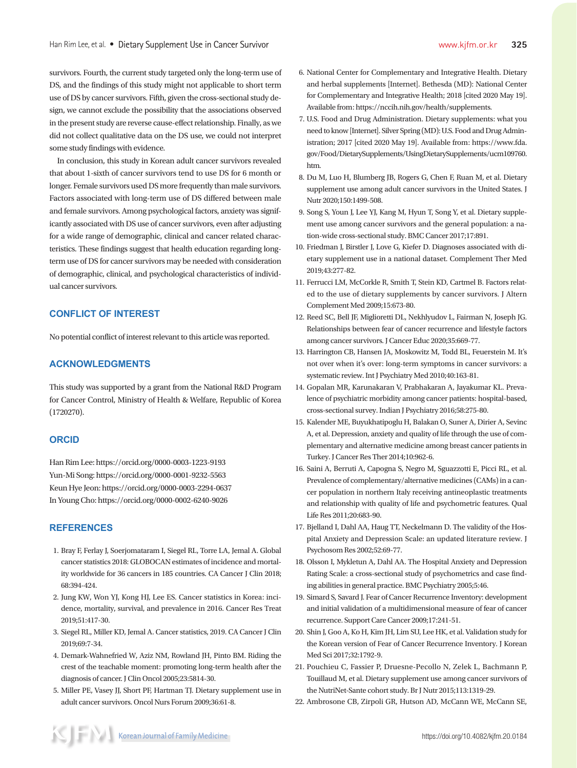survivors. Fourth, the current study targeted only the long-term use of DS, and the findings of this study might not applicable to short term use of DS by cancer survivors. Fifth, given the cross-sectional study design, we cannot exclude the possibility that the associations observed in the present study are reverse cause-effect relationship. Finally, as we did not collect qualitative data on the DS use, we could not interpret some study findings with evidence.

In conclusion, this study in Korean adult cancer survivors revealed that about 1-sixth of cancer survivors tend to use DS for 6 month or longer. Female survivors used DS more frequently than male survivors. Factors associated with long-term use of DS differed between male and female survivors. Among psychological factors, anxiety was significantly associated with DS use of cancer survivors, even after adjusting for a wide range of demographic, clinical and cancer related characteristics. These findings suggest that health education regarding long-term use of DS for cancer survivors may be needed with consideration of demographic, clinical, and psychological characteristics of individual cancer survivors.

## CONFLICT OF INTEREST

No potential conflict of interest relevant to this article was reported.

## ACKNOWLEDGMENTS

This study was supported by a grant from the National R&D Program for Cancer Control, Ministry of Health & Welfare, Republic of Korea (1720270).

## ORCID

Han Rim Lee: https://orcid.org/0000-0003-1223-9193
Yun-Mi Song: https://orcid.org/0000-0001-9232-5563
Keun Hye Jeon: https://orcid.org/0000-0003-2294-0637
In Young Cho: https://orcid.org/0000-0002-6240-9026

## REFERENCES

1. Bray F, Ferlay J, Soerjomataram I, Siegel RL, Torre LA, Jemal A. Global cancer statistics 2018: GLOBOCAN estimates of incidence and mortality worldwide for 36 cancers in 185 countries. CA Cancer J Clin 2018;68:394-424.
2. Jung KW, Won YJ, Kong HJ, Lee ES. Cancer statistics in Korea: incidence, mortality, survival, and prevalence in 2016. Cancer Res Treat 2019;51:417-30.
3. Siegel RL, Miller KD, Jemal A. Cancer statistics, 2019. CA Cancer J Clin 2019;69:7-34.
4. Demark-Wahnefried W, Aziz NM, Rowland JH, Pinto BM. Riding the crest of the teachable moment: promoting long-term health after the diagnosis of cancer. J Clin Oncol 2005;23:5814-30.
5. Miller PE, Vasey JJ, Short PF, Hartman TJ. Dietary supplement use in adult cancer survivors. Oncol Nurs Forum 2009;36:61-8.
6. National Center for Complementary and Integrative Health. Dietary and herbal supplements [Internet]. Bethesda (MD): National Center for Complementary and Integrative Health; 2018 [cited 2020 May 19]. Available from: https://nccih.nih.gov/health/supplements.
7. U.S. Food and Drug Administration. Dietary supplements: what you need to know [Internet]. Silver Spring (MD): U.S. Food and Drug Administration; 2017 [cited 2020 May 19]. Available from: https://www.fda.gov/Food/DietarySupplements/UsingDietarySupplements/ucm109760.htm.
8. Du M, Luo H, Blumberg JB, Rogers G, Chen F, Ruan M, et al. Dietary supplement use among adult cancer survivors in the United States. J Nutr 2020;150:1499-508.
9. Song S, Youn J, Lee YJ, Kang M, Hyun T, Song Y, et al. Dietary supplement use among cancer survivors and the general population: a nation-wide cross-sectional study. BMC Cancer 2017;17:891.
10. Friedman J, Birstler J, Love G, Kiefer D. Diagnoses associated with dietary supplement use in a national dataset. Complement Ther Med 2019;43:277-82.
11. Ferrucci LM, McCorkle R, Smith T, Stein KD, Cartmel B. Factors related to the use of dietary supplements by cancer survivors. J Altern Complement Med 2009;15:673-80.
12. Reed SC, Bell JF, Miglioretti DL, Nekhlyudov L, Fairman N, Joseph JG. Relationships between fear of cancer recurrence and lifestyle factors among cancer survivors. J Cancer Educ 2020;35:669-77.
13. Harrington CB, Hansen JA, Moskowitz M, Todd BL, Feuerstein M. It's not over when it's over: long-term symptoms in cancer survivors: a systematic review. Int J Psychiatry Med 2010;40:163-81.
14. Gopalan MR, Karunakaran V, Prabhakaran A, Jayakumar KL. Prevalence of psychiatric morbidity among cancer patients: hospital-based, cross-sectional survey. Indian J Psychiatry 2016;58:275-80.
15. Kalender ME, Buyukhatipoglu H, Balakan O, Suner A, Dirier A, Sevinc A, et al. Depression, anxiety and quality of life through the use of complementary and alternative medicine among breast cancer patients in Turkey. J Cancer Res Ther 2014;10:962-6.
16. Saini A, Berruti A, Capogna S, Negro M, Sguazzotti E, Picci RL, et al. Prevalence of complementary/alternative medicines (CAMs) in a cancer population in northern Italy receiving antineoplastic treatments and relationship with quality of life and psychometric features. Qual Life Res 2011;20:683-90.
17. Bjelland I, Dahl AA, Haug TT, Neckelmann D. The validity of the Hospital Anxiety and Depression Scale: an updated literature review. J Psychosom Res 2002;52:69-77.
18. Olsson I, Mykletun A, Dahl AA. The Hospital Anxiety and Depression Rating Scale: a cross-sectional study of psychometrics and case finding abilities in general practice. BMC Psychiatry 2005;5:46.
19. Simard S, Savard J. Fear of Cancer Recurrence Inventory: development and initial validation of a multidimensional measure of fear of cancer recurrence. Support Care Cancer 2009;17:241-51.
20. Shin J, Goo A, Ko H, Kim JH, Lim SU, Lee HK, et al. Validation study for the Korean version of Fear of Cancer Recurrence Inventory. J Korean Med Sci 2017;32:1792-9.
21. Pouchieu C, Fassier P, Druesne-Pecollo N, Zelek L, Bachmann P, Touillaud M, et al. Dietary supplement use among cancer survivors of the NutriNet-Sante cohort study. Br J Nutr 2015;113:1319-29.
22. Ambrosone CB, Zirpoli GR, Hutson AD, McCann WE, McCann SE,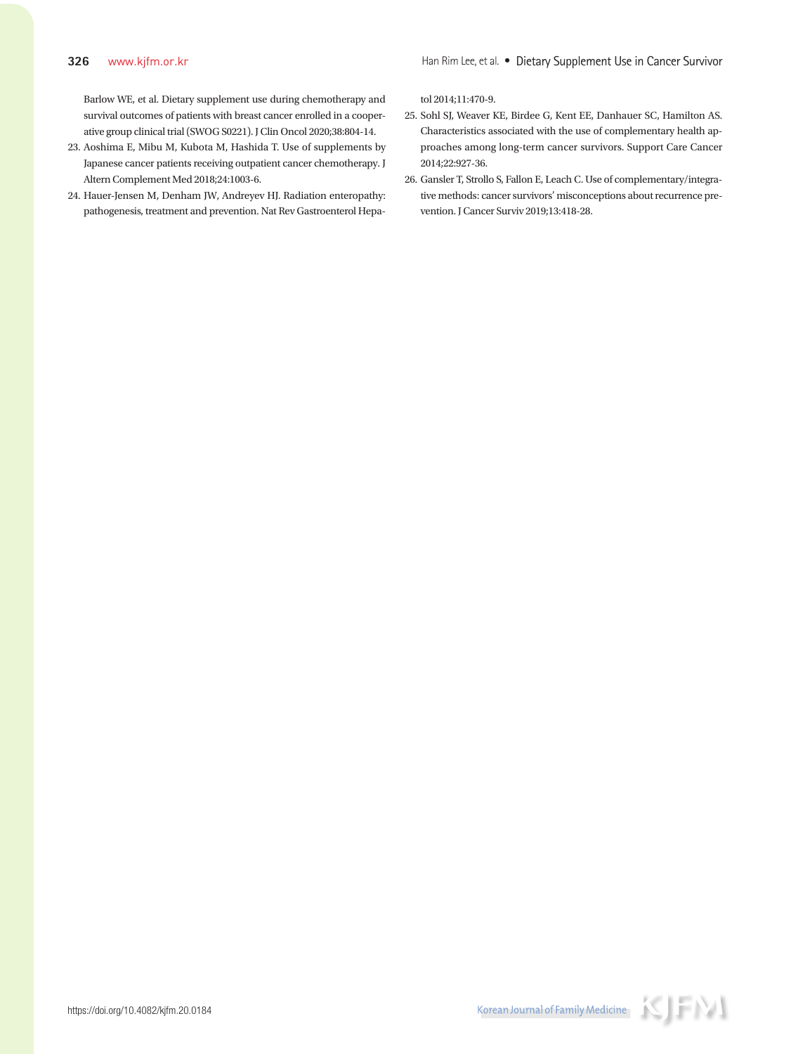Barlow WE, et al. Dietary supplement use during chemotherapy and survival outcomes of patients with breast cancer enrolled in a cooperative group clinical trial (SWOG S0221). J Clin Oncol 2020;38:804-14.

23. Aoshima E, Mibu M, Kubota M, Hashida T. Use of supplements by Japanese cancer patients receiving outpatient cancer chemotherapy. J Altern Complement Med 2018;24:1003-6.
24. Hauer-Jensen M, Denham JW, Andreyev HJ. Radiation enteropathy: pathogenesis, treatment and prevention. Nat Rev Gastroenterol Hepatol 2014;11:470-9.
25. Sohl SJ, Weaver KE, Birdee G, Kent EE, Danhauer SC, Hamilton AS. Characteristics associated with the use of complementary health approaches among long-term cancer survivors. Support Care Cancer 2014;22:927-36.
26. Gansler T, Strollo S, Fallon E, Leach C. Use of complementary/integrative methods: cancer survivors' misconceptions about recurrence prevention. J Cancer Surviv 2019;13:418-28.